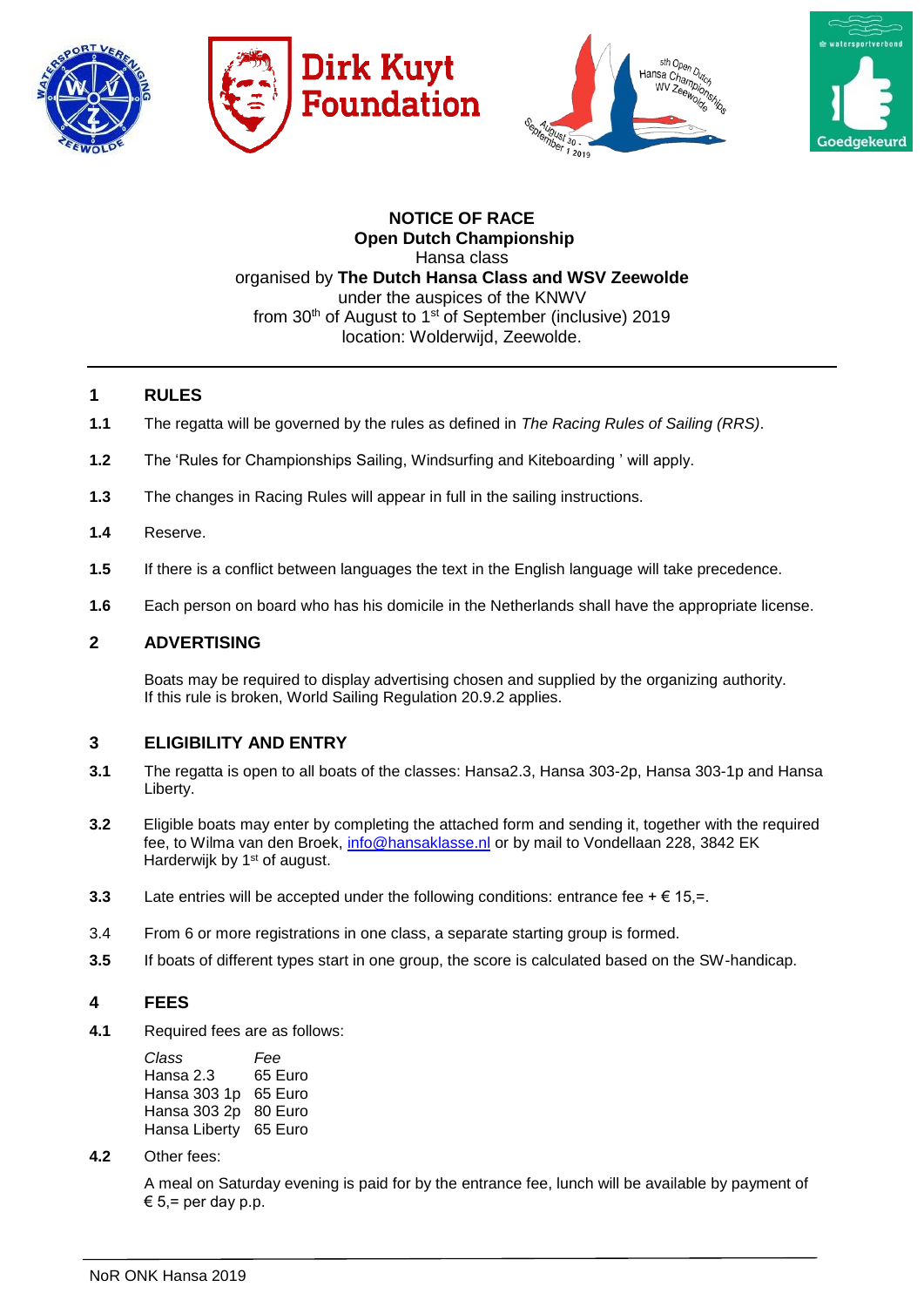**NOTICE OF RACE**
**Open Dutch Championship**
Hansa class
organised by **The Dutch Hansa Class and WSV Zeewolde**
under the auspices of the KNWV
from 30th of August to 1st of September (inclusive) 2019
location: Wolderwijd, Zeewolde.

## 1 RULES

**1.1** The regatta will be governed by the rules as defined in *The Racing Rules of Sailing (RRS)*.

**1.2** The 'Rules for Championships Sailing, Windsurfing and Kiteboarding ' will apply.

**1.3** The changes in Racing Rules will appear in full in the sailing instructions.

**1.4** Reserve.

**1.5** If there is a conflict between languages the text in the English language will take precedence.

**1.6** Each person on board who has his domicile in the Netherlands shall have the appropriate license.

## 2 ADVERTISING

Boats may be required to display advertising chosen and supplied by the organizing authority.
If this rule is broken, World Sailing Regulation 20.9.2 applies.

## 3 ELIGIBILITY AND ENTRY

**3.1** The regatta is open to all boats of the classes: Hansa2.3, Hansa 303-2p, Hansa 303-1p and Hansa Liberty.

**3.2** Eligible boats may enter by completing the attached form and sending it, together with the required fee, to Wilma van den Broek, info@hansaklasse.nl or by mail to Vondellaan 228, 3842 EK Harderwijk by 1st of august.

**3.3** Late entries will be accepted under the following conditions: entrance fee + € 15,=.

3.4 From 6 or more registrations in one class, a separate starting group is formed.

**3.5** If boats of different types start in one group, the score is calculated based on the SW-handicap.

## 4 FEES

**4.1** Required fees are as follows:

| *Class* | *Fee* |
|---|---|
| Hansa 2.3 | 65 Euro |
| Hansa 303 1p | 65 Euro |
| Hansa 303 2p | 80 Euro |
| Hansa Liberty | 65 Euro |

**4.2** Other fees:

A meal on Saturday evening is paid for by the entrance fee, lunch will be available by payment of € 5,= per day p.p.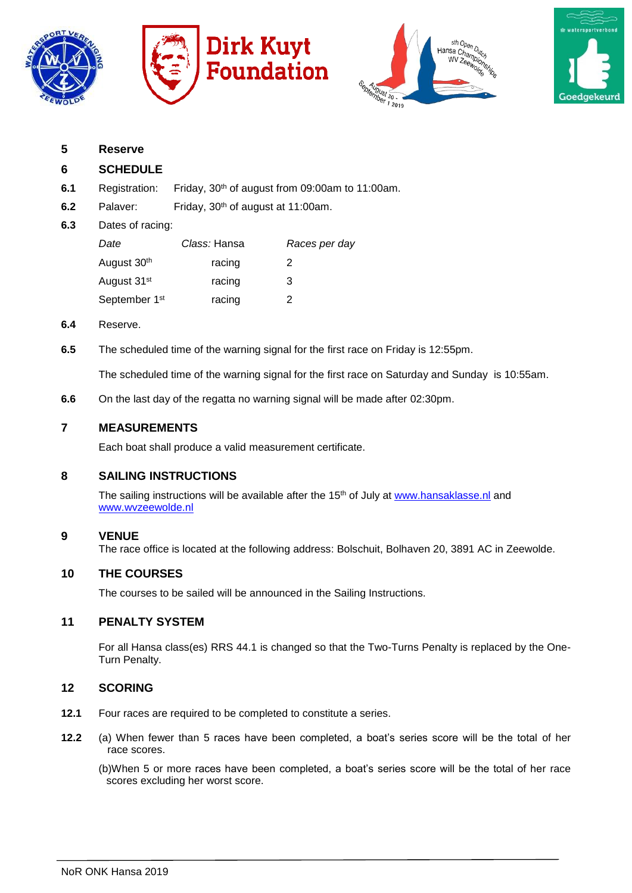## 5 Reserve

## 6 SCHEDULE

**6.1** Registration: Friday, 30th of august from 09:00am to 11:00am.

**6.2** Palaver: Friday, 30th of august at 11:00am.

**6.3** Dates of racing:

| *Date* | *Class:* Hansa | *Races per day* |
|---|---|---|
| August 30th | racing | 2 |
| August 31st | racing | 3 |
| September 1st | racing | 2 |

**6.4** Reserve.

**6.5** The scheduled time of the warning signal for the first race on Friday is 12:55pm.

The scheduled time of the warning signal for the first race on Saturday and Sunday is 10:55am.

**6.6** On the last day of the regatta no warning signal will be made after 02:30pm.

## 7 MEASUREMENTS

Each boat shall produce a valid measurement certificate.

## 8 SAILING INSTRUCTIONS

The sailing instructions will be available after the 15th of July at www.hansaklasse.nl and www.wvzeewolde.nl

## 9 VENUE

The race office is located at the following address: Bolschuit, Bolhaven 20, 3891 AC in Zeewolde.

## 10 THE COURSES

The courses to be sailed will be announced in the Sailing Instructions.

## 11 PENALTY SYSTEM

For all Hansa class(es) RRS 44.1 is changed so that the Two-Turns Penalty is replaced by the One-Turn Penalty.

## 12 SCORING

**12.1** Four races are required to be completed to constitute a series.

**12.2** (a) When fewer than 5 races have been completed, a boat's series score will be the total of her race scores.

(b)When 5 or more races have been completed, a boat's series score will be the total of her race scores excluding her worst score.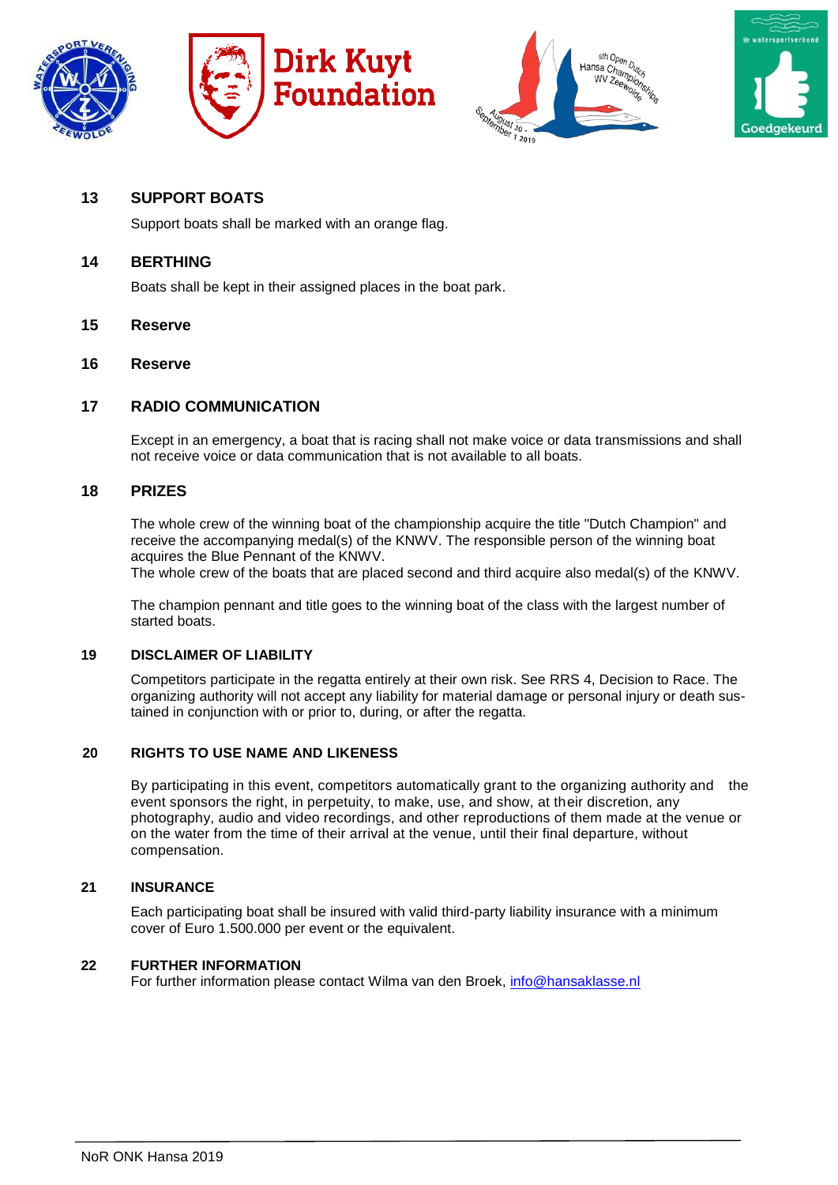## 13 SUPPORT BOATS

Support boats shall be marked with an orange flag.

## 14 BERTHING

Boats shall be kept in their assigned places in the boat park.

## 15 Reserve

## 16 Reserve

## 17 RADIO COMMUNICATION

Except in an emergency, a boat that is racing shall not make voice or data transmissions and shall not receive voice or data communication that is not available to all boats.

## 18 PRIZES

The whole crew of the winning boat of the championship acquire the title "Dutch Champion" and receive the accompanying medal(s) of the KNWV. The responsible person of the winning boat acquires the Blue Pennant of the KNWV.
The whole crew of the boats that are placed second and third acquire also medal(s) of the KNWV.

The champion pennant and title goes to the winning boat of the class with the largest number of started boats.

## 19 DISCLAIMER OF LIABILITY

Competitors participate in the regatta entirely at their own risk. See RRS 4, Decision to Race. The organizing authority will not accept any liability for material damage or personal injury or death sustained in conjunction with or prior to, during, or after the regatta.

## 20 RIGHTS TO USE NAME AND LIKENESS

By participating in this event, competitors automatically grant to the organizing authority and the event sponsors the right, in perpetuity, to make, use, and show, at their discretion, any photography, audio and video recordings, and other reproductions of them made at the venue or on the water from the time of their arrival at the venue, until their final departure, without compensation.

## 21 INSURANCE

Each participating boat shall be insured with valid third-party liability insurance with a minimum cover of Euro 1.500.000 per event or the equivalent.

## 22 FURTHER INFORMATION

For further information please contact Wilma van den Broek, info@hansaklasse.nl